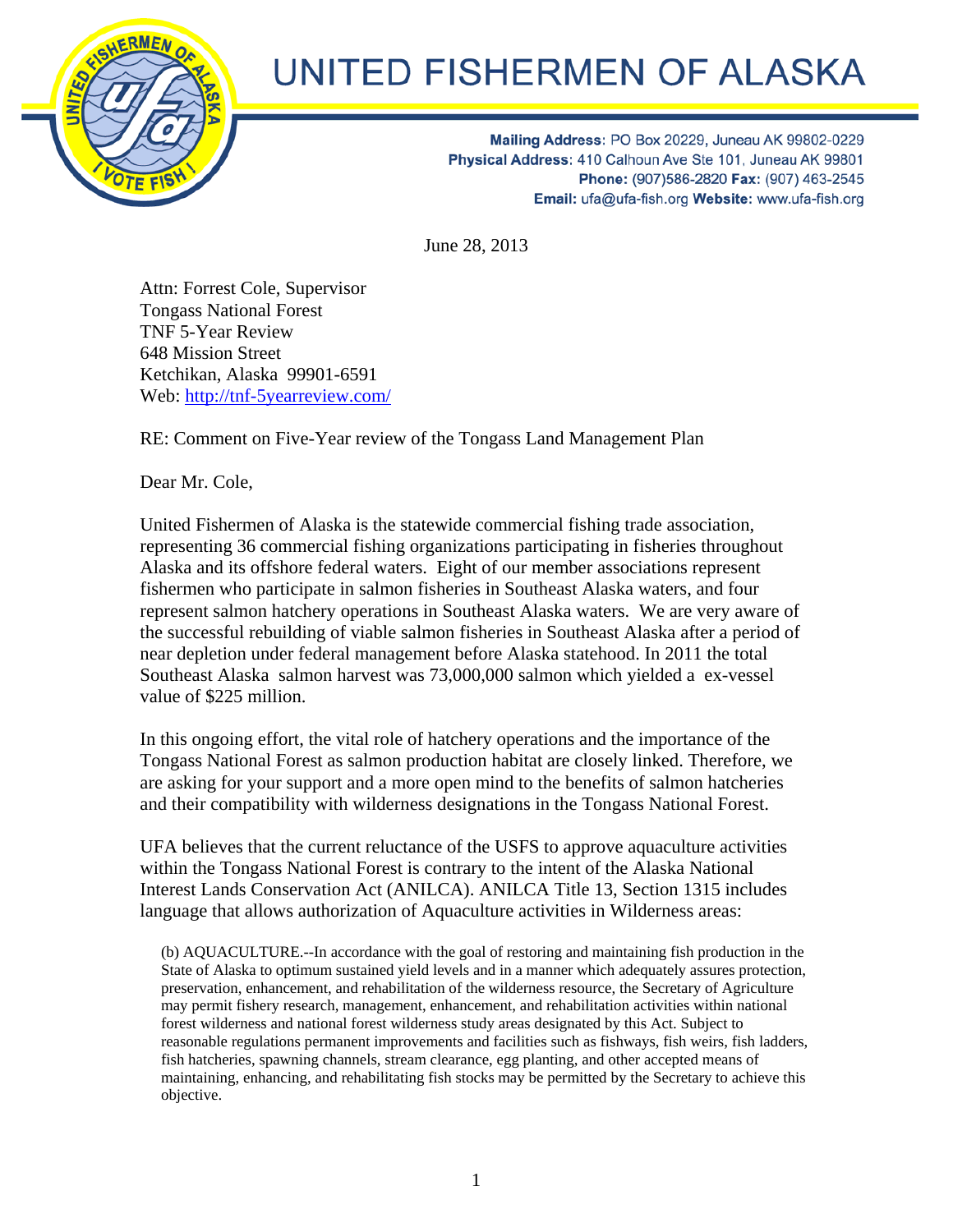# UNITED FISHERMEN OF ALASKA

**Mailing Address**: PO Box 20229, Juneau AK 99802-0229
**Physical Address**: 410 Calhoun Ave Ste 101, Juneau AK 99801
**Phone:** (907)586-2820 **Fax:** (907) 463-2545
**Email:** ufa@ufa-fish.org **Website:** www.ufa-fish.org

June 28, 2013

Attn: Forrest Cole, Supervisor
Tongass National Forest
TNF 5-Year Review
648 Mission Street
Ketchikan, Alaska 99901-6591
Web: http://tnf-5yearreview.com/

RE: Comment on Five-Year review of the Tongass Land Management Plan

Dear Mr. Cole,

United Fishermen of Alaska is the statewide commercial fishing trade association, representing 36 commercial fishing organizations participating in fisheries throughout Alaska and its offshore federal waters. Eight of our member associations represent fishermen who participate in salmon fisheries in Southeast Alaska waters, and four represent salmon hatchery operations in Southeast Alaska waters. We are very aware of the successful rebuilding of viable salmon fisheries in Southeast Alaska after a period of near depletion under federal management before Alaska statehood. In 2011 the total Southeast Alaska salmon harvest was 73,000,000 salmon which yielded a ex-vessel value of $225 million.

In this ongoing effort, the vital role of hatchery operations and the importance of the Tongass National Forest as salmon production habitat are closely linked. Therefore, we are asking for your support and a more open mind to the benefits of salmon hatcheries and their compatibility with wilderness designations in the Tongass National Forest.

UFA believes that the current reluctance of the USFS to approve aquaculture activities within the Tongass National Forest is contrary to the intent of the Alaska National Interest Lands Conservation Act (ANILCA). ANILCA Title 13, Section 1315 includes language that allows authorization of Aquaculture activities in Wilderness areas:

> (b) AQUACULTURE.--In accordance with the goal of restoring and maintaining fish production in the State of Alaska to optimum sustained yield levels and in a manner which adequately assures protection, preservation, enhancement, and rehabilitation of the wilderness resource, the Secretary of Agriculture may permit fishery research, management, enhancement, and rehabilitation activities within national forest wilderness and national forest wilderness study areas designated by this Act. Subject to reasonable regulations permanent improvements and facilities such as fishways, fish weirs, fish ladders, fish hatcheries, spawning channels, stream clearance, egg planting, and other accepted means of maintaining, enhancing, and rehabilitating fish stocks may be permitted by the Secretary to achieve this objective.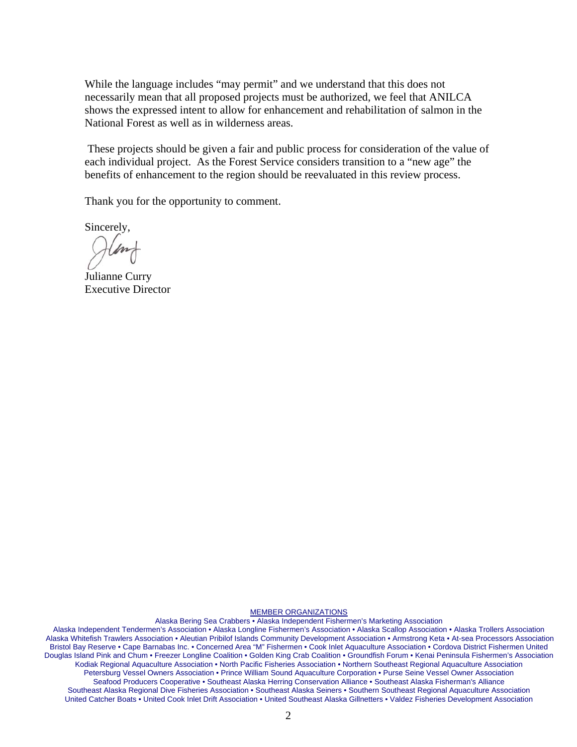While the language includes "may permit" and we understand that this does not necessarily mean that all proposed projects must be authorized, we feel that ANILCA shows the expressed intent to allow for enhancement and rehabilitation of salmon in the National Forest as well as in wilderness areas.

These projects should be given a fair and public process for consideration of the value of each individual project. As the Forest Service considers transition to a "new age" the benefits of enhancement to the region should be reevaluated in this review process.

Thank you for the opportunity to comment.

Sincerely,

Julianne Curry
Executive Director

MEMBER ORGANIZATIONS

Alaska Bering Sea Crabbers • Alaska Independent Fishermen's Marketing Association
Alaska Independent Tendermen's Association • Alaska Longline Fishermen's Association • Alaska Scallop Association • Alaska Trollers Association
Alaska Whitefish Trawlers Association • Aleutian Pribilof Islands Community Development Association • Armstrong Keta • At-sea Processors Association
Bristol Bay Reserve • Cape Barnabas Inc. • Concerned Area "M" Fishermen • Cook Inlet Aquaculture Association • Cordova District Fishermen United
Douglas Island Pink and Chum • Freezer Longline Coalition • Golden King Crab Coalition • Groundfish Forum • Kenai Peninsula Fishermen's Association
Kodiak Regional Aquaculture Association • North Pacific Fisheries Association • Northern Southeast Regional Aquaculture Association
Petersburg Vessel Owners Association • Prince William Sound Aquaculture Corporation • Purse Seine Vessel Owner Association
Seafood Producers Cooperative • Southeast Alaska Herring Conservation Alliance • Southeast Alaska Fisherman's Alliance
Southeast Alaska Regional Dive Fisheries Association • Southeast Alaska Seiners • Southern Southeast Regional Aquaculture Association
United Catcher Boats • United Cook Inlet Drift Association • United Southeast Alaska Gillnetters • Valdez Fisheries Development Association